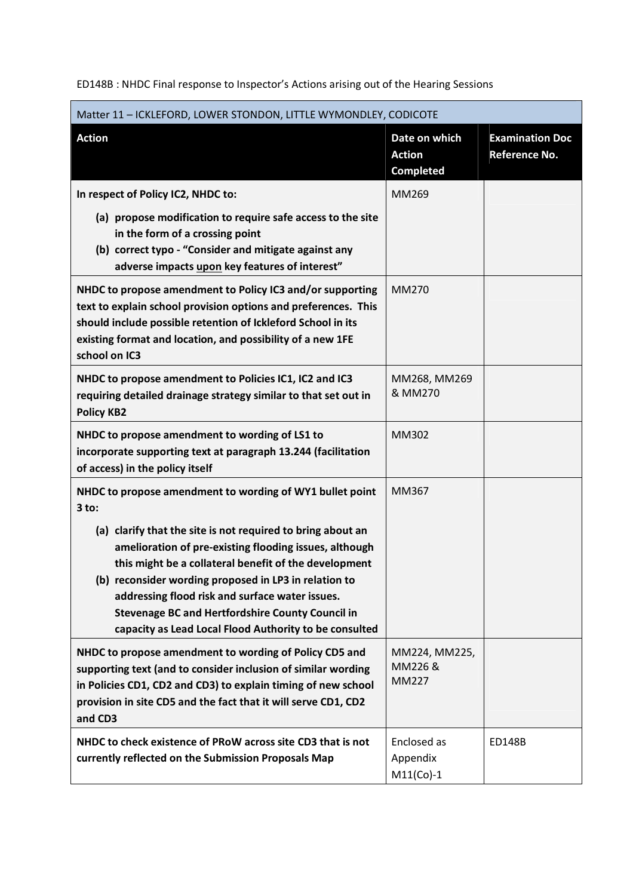ED148B : NHDC Final response to Inspector's Actions arising out of the Hearing Sessions

| Matter 11 – ICKLEFORD, LOWER STONDON, LITTLE WYMONDLEY, CODICOTE | | |
|---|---|---|
| **Action** | **Date on which Action Completed** | **Examination Doc Reference No.** |
| **In respect of Policy IC2, NHDC to:**<br>**(a) propose modification to require safe access to the site in the form of a crossing point**<br>**(b) correct typo - "Consider and mitigate against any adverse impacts <u>upon</u> key features of interest"** | MM269 | |
| **NHDC to propose amendment to Policy IC3 and/or supporting text to explain school provision options and preferences. This should include possible retention of Ickleford School in its existing format and location, and possibility of a new 1FE school on IC3** | MM270 | |
| **NHDC to propose amendment to Policies IC1, IC2 and IC3 requiring detailed drainage strategy similar to that set out in Policy KB2** | MM268, MM269 & MM270 | |
| **NHDC to propose amendment to wording of LS1 to incorporate supporting text at paragraph 13.244 (facilitation of access) in the policy itself** | MM302 | |
| **NHDC to propose amendment to wording of WY1 bullet point 3 to:**<br>**(a) clarify that the site is not required to bring about an amelioration of pre-existing flooding issues, although this might be a collateral benefit of the development**<br>**(b) reconsider wording proposed in LP3 in relation to addressing flood risk and surface water issues. Stevenage BC and Hertfordshire County Council in capacity as Lead Local Flood Authority to be consulted** | MM367 | |
| **NHDC to propose amendment to wording of Policy CD5 and supporting text (and to consider inclusion of similar wording in Policies CD1, CD2 and CD3) to explain timing of new school provision in site CD5 and the fact that it will serve CD1, CD2 and CD3** | MM224, MM225, MM226 & MM227 | |
| **NHDC to check existence of PRoW across site CD3 that is not currently reflected on the Submission Proposals Map** | Enclosed as Appendix M11(Co)-1 | ED148B |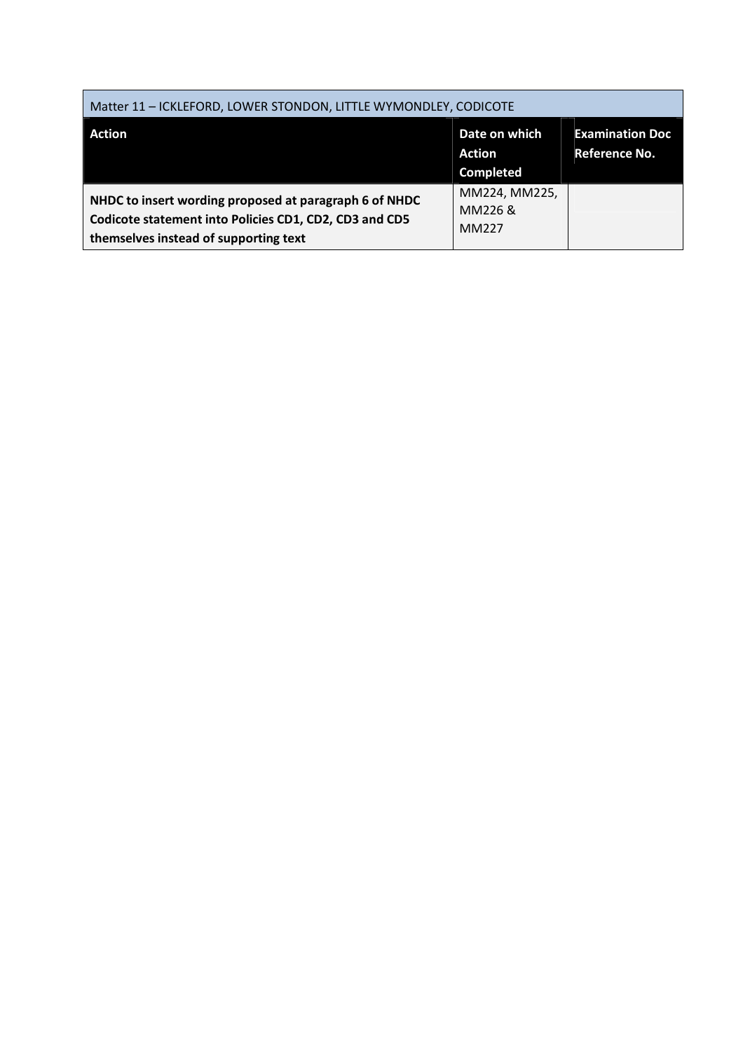| Matter 11 – ICKLEFORD, LOWER STONDON, LITTLE WYMONDLEY, CODICOTE | | |
|---|---|---|
| **Action** | **Date on which Action Completed** | **Examination Doc Reference No.** |
| **NHDC to insert wording proposed at paragraph 6 of NHDC Codicote statement into Policies CD1, CD2, CD3 and CD5 themselves instead of supporting text** | MM224, MM225, MM226 & MM227 | |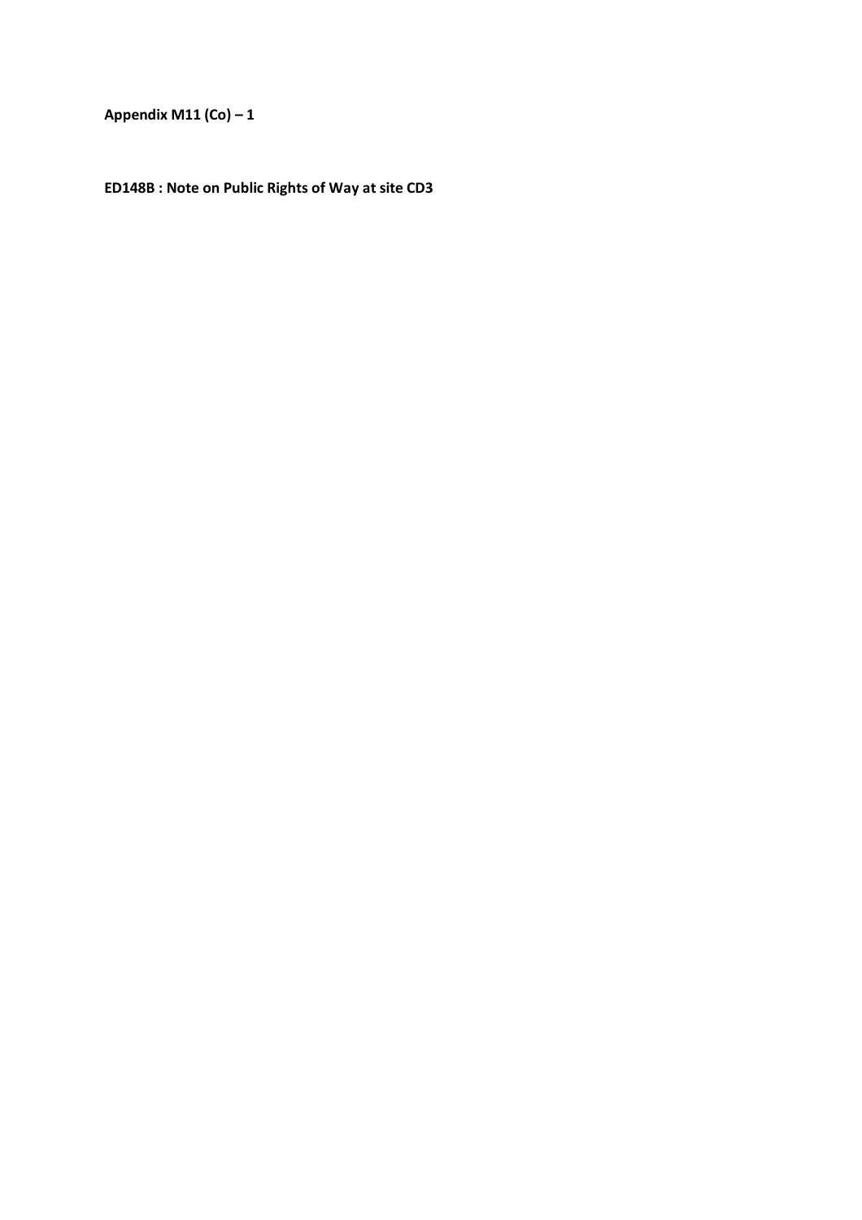**Appendix M11 (Co) – 1**

**ED148B : Note on Public Rights of Way at site CD3**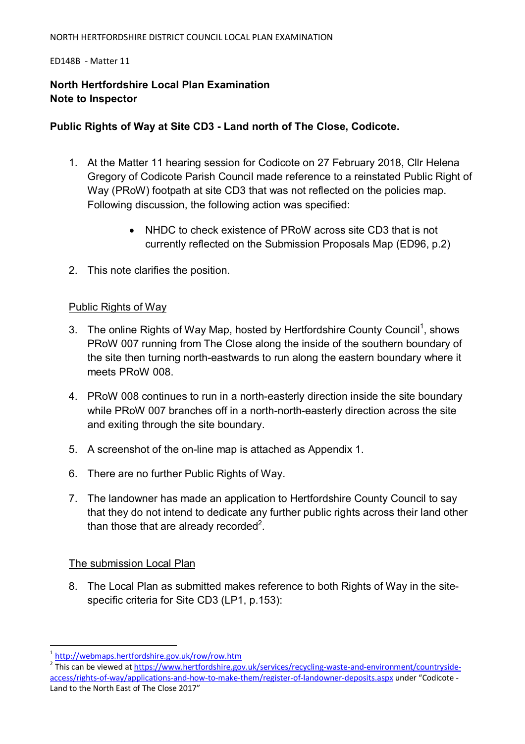NORTH HERTFORDSHIRE DISTRICT COUNCIL LOCAL PLAN EXAMINATION

ED148B - Matter 11

**North Hertfordshire Local Plan Examination**
**Note to Inspector**

**Public Rights of Way at Site CD3 - Land north of The Close, Codicote.**

1. At the Matter 11 hearing session for Codicote on 27 February 2018, Cllr Helena Gregory of Codicote Parish Council made reference to a reinstated Public Right of Way (PRoW) footpath at site CD3 that was not reflected on the policies map. Following discussion, the following action was specified:

    - NHDC to check existence of PRoW across site CD3 that is not currently reflected on the Submission Proposals Map (ED96, p.2)

2. This note clarifies the position.

## Public Rights of Way

3. The online Rights of Way Map, hosted by Hertfordshire County Council[1], shows PRoW 007 running from The Close along the inside of the southern boundary of the site then turning north-eastwards to run along the eastern boundary where it meets PRoW 008.

4. PRoW 008 continues to run in a north-easterly direction inside the site boundary while PRoW 007 branches off in a north-north-easterly direction across the site and exiting through the site boundary.

5. A screenshot of the on-line map is attached as Appendix 1.

6. There are no further Public Rights of Way.

7. The landowner has made an application to Hertfordshire County Council to say that they do not intend to dedicate any further public rights across their land other than those that are already recorded[2].

## The submission Local Plan

8. The Local Plan as submitted makes reference to both Rights of Way in the site-specific criteria for Site CD3 (LP1, p.153):

---

[1] http://webmaps.hertfordshire.gov.uk/row/row.htm

[2] This can be viewed at https://www.hertfordshire.gov.uk/services/recycling-waste-and-environment/countryside-access/rights-of-way/applications-and-how-to-make-them/register-of-landowner-deposits.aspx under "Codicote - Land to the North East of The Close 2017"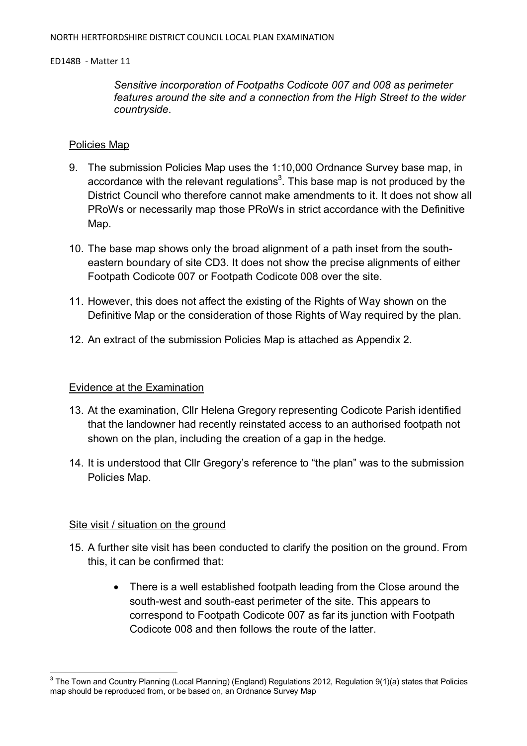*Sensitive incorporation of Footpaths Codicote 007 and 008 as perimeter features around the site and a connection from the High Street to the wider countryside*.

## Policies Map

9. The submission Policies Map uses the 1:10,000 Ordnance Survey base map, in accordance with the relevant regulations[3]. This base map is not produced by the District Council who therefore cannot make amendments to it. It does not show all PRoWs or necessarily map those PRoWs in strict accordance with the Definitive Map.

10. The base map shows only the broad alignment of a path inset from the south-eastern boundary of site CD3. It does not show the precise alignments of either Footpath Codicote 007 or Footpath Codicote 008 over the site.

11. However, this does not affect the existing of the Rights of Way shown on the Definitive Map or the consideration of those Rights of Way required by the plan.

12. An extract of the submission Policies Map is attached as Appendix 2.

## Evidence at the Examination

13. At the examination, Cllr Helena Gregory representing Codicote Parish identified that the landowner had recently reinstated access to an authorised footpath not shown on the plan, including the creation of a gap in the hedge.

14. It is understood that Cllr Gregory's reference to "the plan" was to the submission Policies Map.

## Site visit / situation on the ground

15. A further site visit has been conducted to clarify the position on the ground. From this, it can be confirmed that:

    - There is a well established footpath leading from the Close around the south-west and south-east perimeter of the site. This appears to correspond to Footpath Codicote 007 as far its junction with Footpath Codicote 008 and then follows the route of the latter.

---

[3] The Town and Country Planning (Local Planning) (England) Regulations 2012, Regulation 9(1)(a) states that Policies map should be reproduced from, or be based on, an Ordnance Survey Map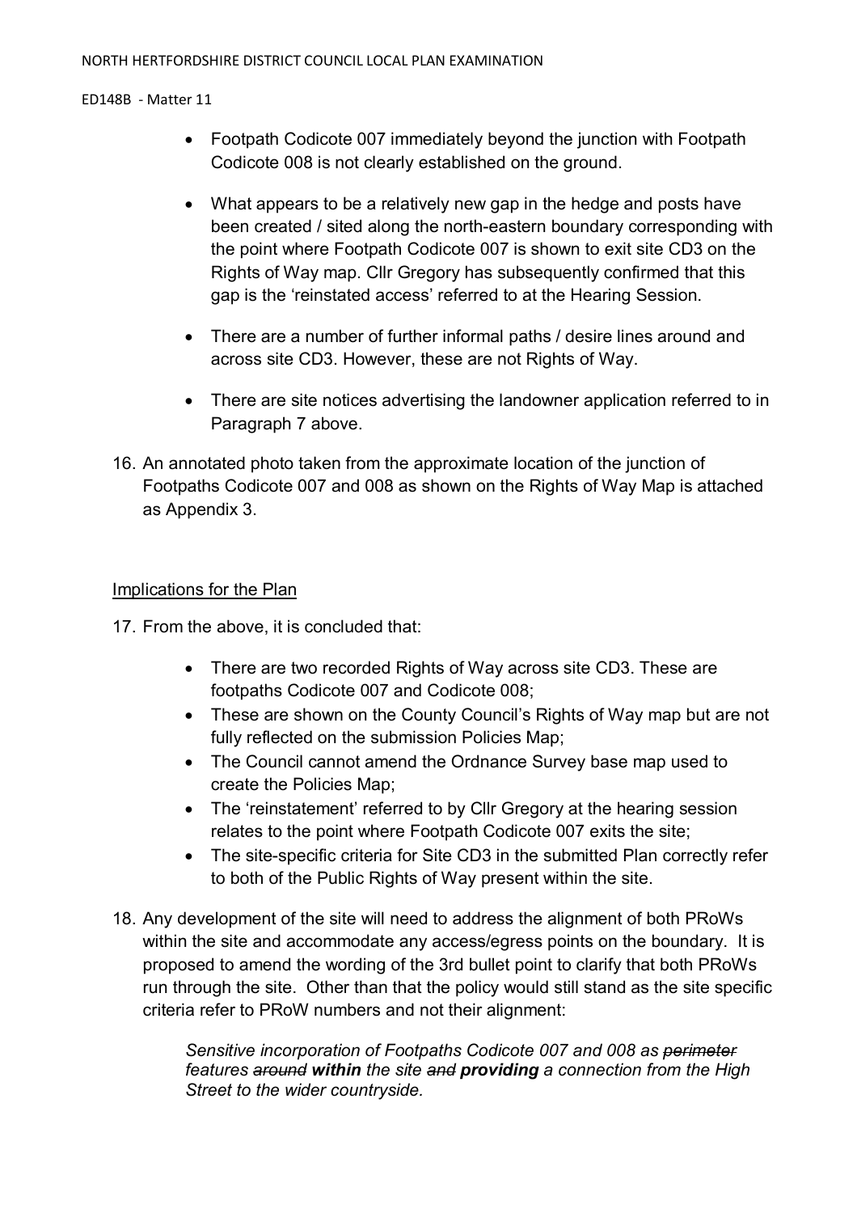- Footpath Codicote 007 immediately beyond the junction with Footpath Codicote 008 is not clearly established on the ground.

- What appears to be a relatively new gap in the hedge and posts have been created / sited along the north-eastern boundary corresponding with the point where Footpath Codicote 007 is shown to exit site CD3 on the Rights of Way map. Cllr Gregory has subsequently confirmed that this gap is the 'reinstated access' referred to at the Hearing Session.

- There are a number of further informal paths / desire lines around and across site CD3. However, these are not Rights of Way.

- There are site notices advertising the landowner application referred to in Paragraph 7 above.

16. An annotated photo taken from the approximate location of the junction of Footpaths Codicote 007 and 008 as shown on the Rights of Way Map is attached as Appendix 3.

## Implications for the Plan

17. From the above, it is concluded that:

    - There are two recorded Rights of Way across site CD3. These are footpaths Codicote 007 and Codicote 008;
    - These are shown on the County Council's Rights of Way map but are not fully reflected on the submission Policies Map;
    - The Council cannot amend the Ordnance Survey base map used to create the Policies Map;
    - The 'reinstatement' referred to by Cllr Gregory at the hearing session relates to the point where Footpath Codicote 007 exits the site;
    - The site-specific criteria for Site CD3 in the submitted Plan correctly refer to both of the Public Rights of Way present within the site.

18. Any development of the site will need to address the alignment of both PRoWs within the site and accommodate any access/egress points on the boundary. It is proposed to amend the wording of the 3rd bullet point to clarify that both PRoWs run through the site. Other than that the policy would still stand as the site specific criteria refer to PRoW numbers and not their alignment:

    *Sensitive incorporation of Footpaths Codicote 007 and 008 as ~~perimeter~~ features ~~around~~ **within** the site ~~and~~ **providing** a connection from the High Street to the wider countryside.*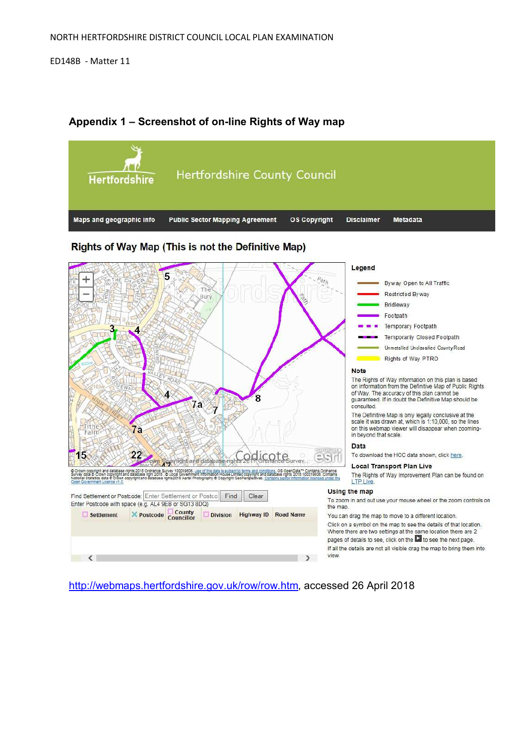NORTH HERTFORDSHIRE DISTRICT COUNCIL LOCAL PLAN EXAMINATION

ED148B - Matter 11

## Appendix 1 – Screenshot of on-line Rights of Way map

Hertfordshire County Council

Maps and geographic info | Public Sector Mapping Agreement | OS Copyright | Disclaimer | Metadata

### Rights of Way Map (This is not the Definitive Map)

**Legend**

- Byway Open to All Traffic
- Restricted Byway
- Bridleway
- Footpath
- Temporary Footpath
- Temporarily Closed Footpath
- Unmetalled Unclassified County Road
- Rights of Way PTRO

**Note**

The Rights of Way information on this plan is based on information from the Definitive Map of Public Rights of Way. The accuracy of this plan cannot be guaranteed. If in doubt the Definitive Map should be consulted.

The Definitive Map is only legally conclusive at the scale it was drawn at, which is 1:10,000, so the lines on this webmap viewer will disappear when zooming-in beyond that scale.

**Data**

To download the HCC data shown, click here.

**Local Transport Plan Live**

The Rights of Way Improvement Plan can be found on LTP Live.

**Using the map**

To zoom in and out use your mouse wheel or the zoom controls on the map.

You can drag the map to move to a different location.

Click on a symbol on the map to see the details of that location. Where there are two settings at the same location there are 2 pages of details to see, click on the ▶ to see the next page.

If all the details are not all visible drag the map to bring them into view.

Find Settlement or Postcode: Enter Settlement or Postco | Find | Clear

Enter Postcode with space (e.g. AL4 9EB or SG13 8DQ)

Settlement | Postcode | County Councillor | Division | Highway ID | Road Name

http://webmaps.hertfordshire.gov.uk/row/row.htm, accessed 26 April 2018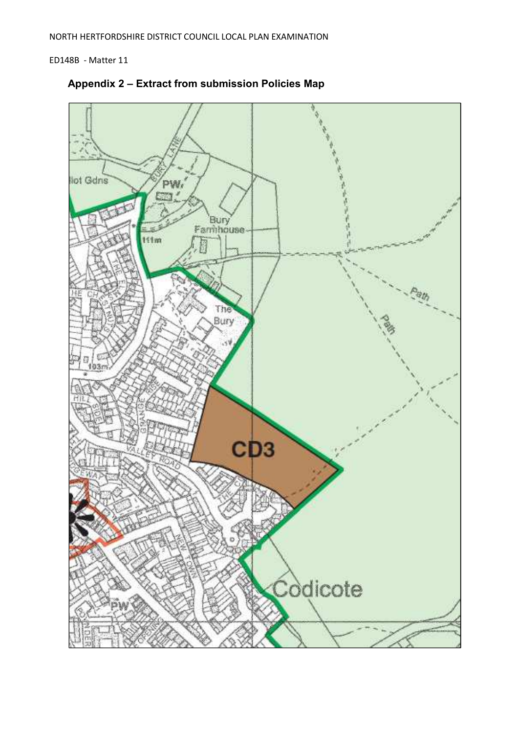NORTH HERTFORDSHIRE DISTRICT COUNCIL LOCAL PLAN EXAMINATION

ED148B - Matter 11

## Appendix 2 – Extract from submission Policies Map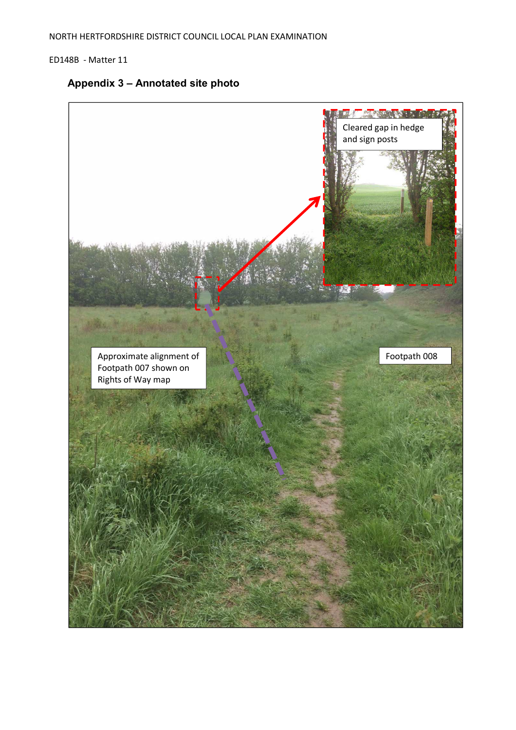NORTH HERTFORDSHIRE DISTRICT COUNCIL LOCAL PLAN EXAMINATION

ED148B - Matter 11

## Appendix 3 – Annotated site photo

Cleared gap in hedge and sign posts

Approximate alignment of Footpath 007 shown on Rights of Way map

Footpath 008